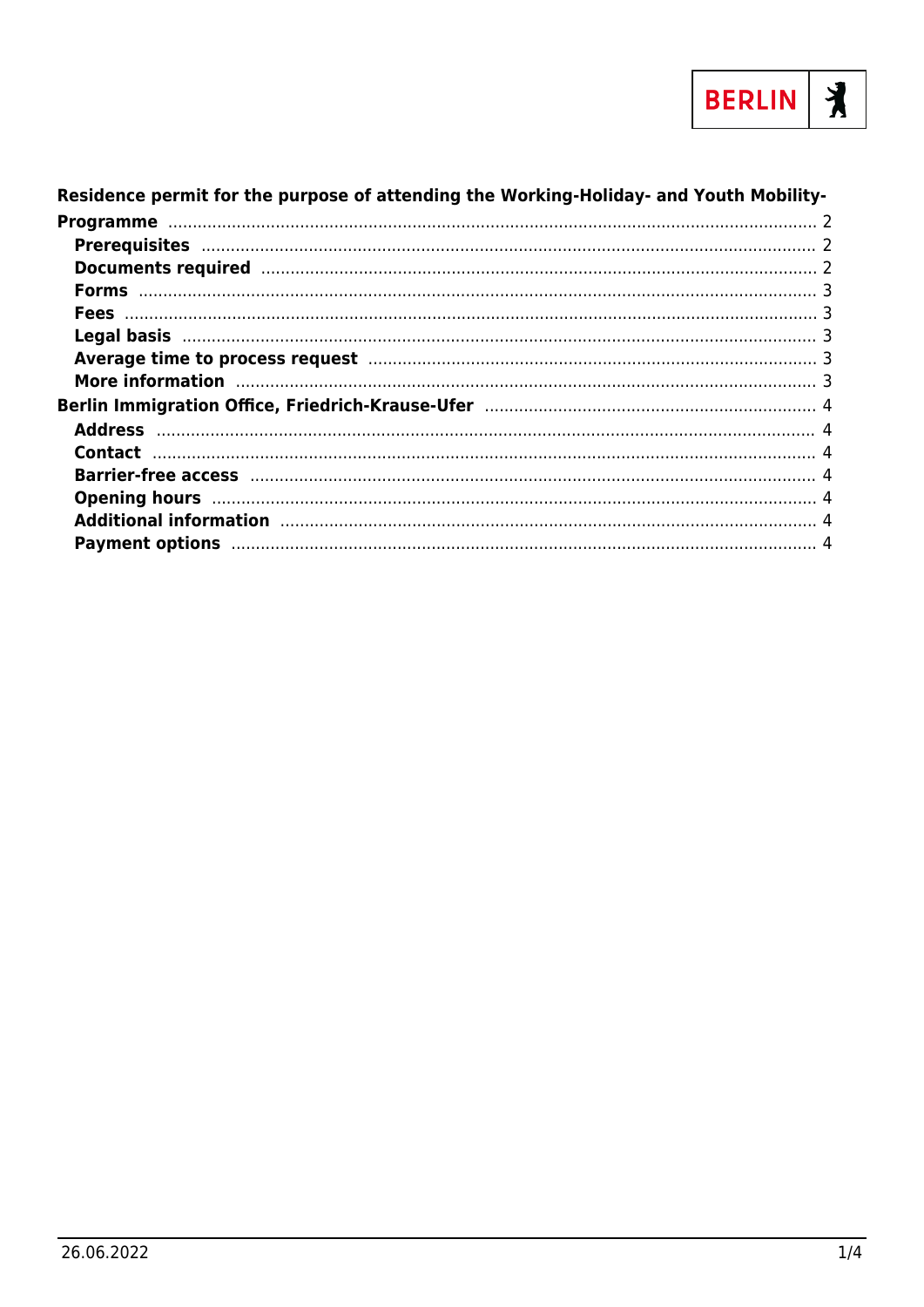BERLIN

**Residence permit for the purpose of attending the Working-Holiday- and Youth Mobility-Programme** ........ 2

- **Prerequisites** ........ 2
- **Documents required** ........ 2
- **Forms** ........ 3
- **Fees** ........ 3
- **Legal basis** ........ 3
- **Average time to process request** ........ 3
- **More information** ........ 3

**Berlin Immigration Office, Friedrich-Krause-Ufer** ........ 4

- **Address** ........ 4
- **Contact** ........ 4
- **Barrier-free access** ........ 4
- **Opening hours** ........ 4
- **Additional information** ........ 4
- **Payment options** ........ 4

26.06.2022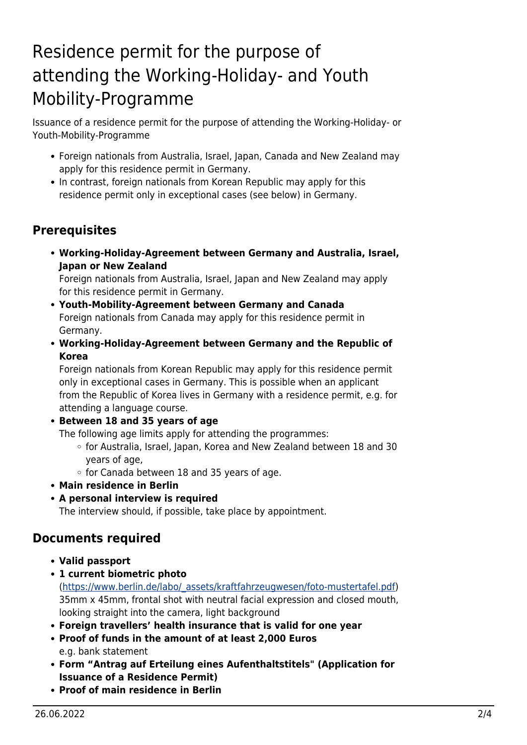# Residence permit for the purpose of attending the Working-Holiday- and Youth Mobility-Programme

Issuance of a residence permit for the purpose of attending the Working-Holiday- or Youth-Mobility-Programme

- Foreign nationals from Australia, Israel, Japan, Canada and New Zealand may apply for this residence permit in Germany.
- In contrast, foreign nationals from Korean Republic may apply for this residence permit only in exceptional cases (see below) in Germany.

## Prerequisites

- **Working-Holiday-Agreement between Germany and Australia, Israel, Japan or New Zealand**
  Foreign nationals from Australia, Israel, Japan and New Zealand may apply for this residence permit in Germany.
- **Youth-Mobility-Agreement between Germany and Canada**
  Foreign nationals from Canada may apply for this residence permit in Germany.
- **Working-Holiday-Agreement between Germany and the Republic of Korea**
  Foreign nationals from Korean Republic may apply for this residence permit only in exceptional cases in Germany. This is possible when an applicant from the Republic of Korea lives in Germany with a residence permit, e.g. for attending a language course.
- **Between 18 and 35 years of age**
  The following age limits apply for attending the programmes:
  - for Australia, Israel, Japan, Korea and New Zealand between 18 and 30 years of age,
  - for Canada between 18 and 35 years of age.
- **Main residence in Berlin**
- **A personal interview is required**
  The interview should, if possible, take place by appointment.

## Documents required

- **Valid passport**
- **1 current biometric photo**
  ([https://www.berlin.de/labo/_assets/kraftfahrzeugwesen/foto-mustertafel.pdf](https://www.berlin.de/labo/_assets/kraftfahrzeugwesen/foto-mustertafel.pdf))
  35mm x 45mm, frontal shot with neutral facial expression and closed mouth, looking straight into the camera, light background
- **Foreign travellers' health insurance that is valid for one year**
- **Proof of funds in the amount of at least 2,000 Euros**
  e.g. bank statement
- **Form "Antrag auf Erteilung eines Aufenthaltstitels" (Application for Issuance of a Residence Permit)**
- **Proof of main residence in Berlin**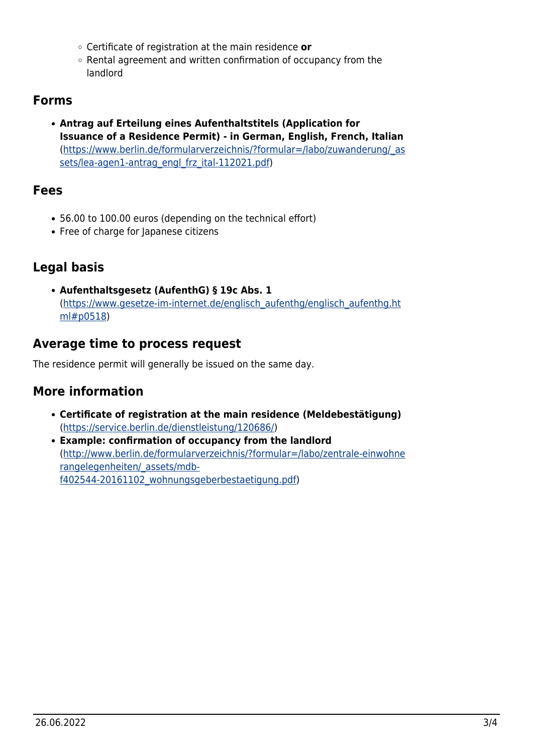- Certificate of registration at the main residence **or**
    - Rental agreement and written confirmation of occupancy from the landlord

## Forms

- **Antrag auf Erteilung eines Aufenthaltstitels (Application for Issuance of a Residence Permit) - in German, English, French, Italian** (https://www.berlin.de/formularverzeichnis/?formular=/labo/zuwanderung/_assets/lea-agen1-antrag_engl_frz_ital-112021.pdf)

## Fees

- 56.00 to 100.00 euros (depending on the technical effort)
- Free of charge for Japanese citizens

## Legal basis

- **Aufenthaltsgesetz (AufenthG) § 19c Abs. 1** (https://www.gesetze-im-internet.de/englisch_aufenthg/englisch_aufenthg.html#p0518)

## Average time to process request

The residence permit will generally be issued on the same day.

## More information

- **Certificate of registration at the main residence (Meldebestätigung)** (https://service.berlin.de/dienstleistung/120686/)
- **Example: confirmation of occupancy from the landlord** (http://www.berlin.de/formularverzeichnis/?formular=/labo/zentrale-einwohnerangelegenheiten/_assets/mdb-f402544-20161102_wohnungsgeberbestaetigung.pdf)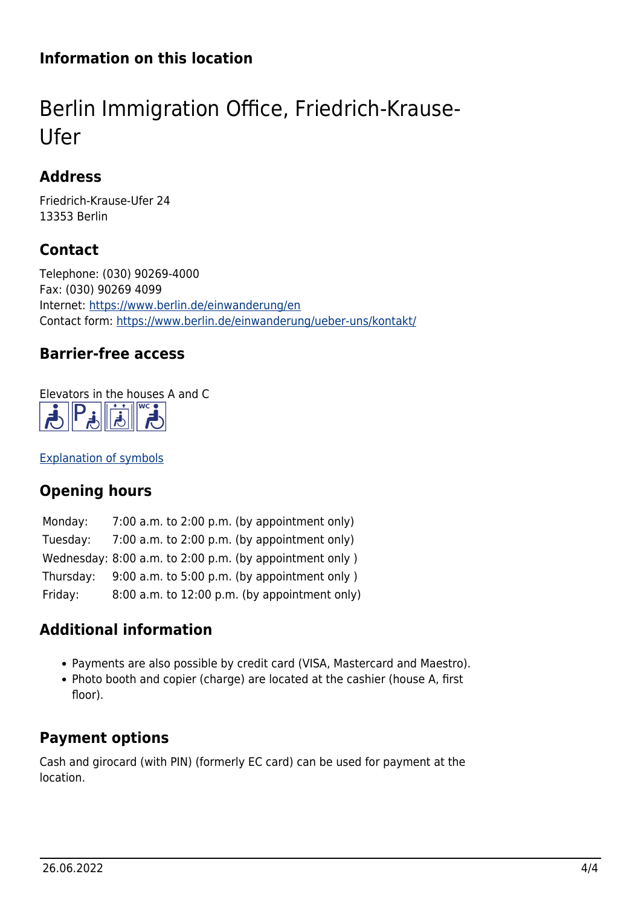## Information on this location

# Berlin Immigration Office, Friedrich-Krause-Ufer

## Address

Friedrich-Krause-Ufer 24
13353 Berlin

## Contact

Telephone: (030) 90269-4000
Fax: (030) 90269 4099
Internet: https://www.berlin.de/einwanderung/en
Contact form: https://www.berlin.de/einwanderung/ueber-uns/kontakt/

## Barrier-free access

Elevators in the houses A and C

Explanation of symbols

## Opening hours

| | |
|---|---|
| Monday: | 7:00 a.m. to 2:00 p.m. (by appointment only) |
| Tuesday: | 7:00 a.m. to 2:00 p.m. (by appointment only) |
| Wednesday: | 8:00 a.m. to 2:00 p.m. (by appointment only ) |
| Thursday: | 9:00 a.m. to 5:00 p.m. (by appointment only ) |
| Friday: | 8:00 a.m. to 12:00 p.m. (by appointment only) |

## Additional information

- Payments are also possible by credit card (VISA, Mastercard and Maestro).
- Photo booth and copier (charge) are located at the cashier (house A, first floor).

## Payment options

Cash and girocard (with PIN) (formerly EC card) can be used for payment at the location.